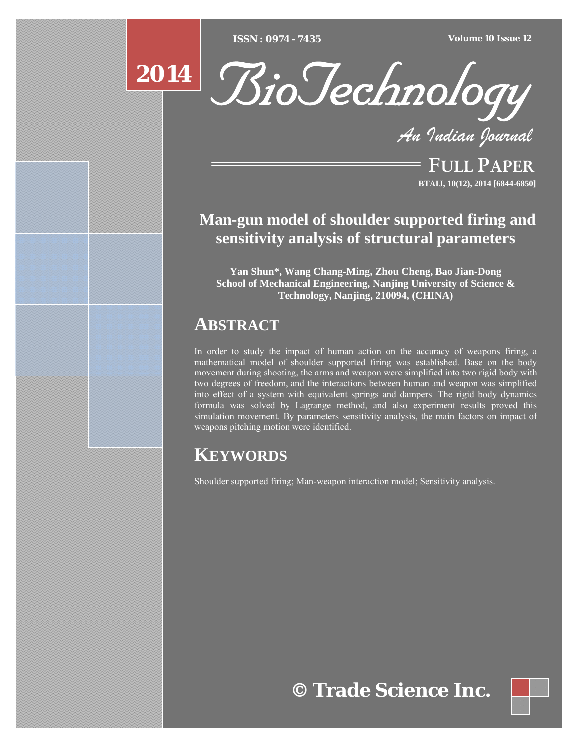# Man-gun model of shoulder supported firing and sensitivity analysis of structural parameters

**Yan Shun*, Wang Chang-Ming, Zhou Cheng, Bao Jian-Dong**
**School of Mechanical Engineering, Nanjing University of Science & Technology, Nanjing, 210094, (CHINA)**

## ABSTRACT

In order to study the impact of human action on the accuracy of weapons firing, a mathematical model of shoulder supported firing was established. Base on the body movement during shooting, the arms and weapon were simplified into two rigid body with two degrees of freedom, and the interactions between human and weapon was simplified into effect of a system with equivalent springs and dampers. The rigid body dynamics formula was solved by Lagrange method, and also experiment results proved this simulation movement. By parameters sensitivity analysis, the main factors on impact of weapons pitching motion were identified.

## KEYWORDS

Shoulder supported firing; Man-weapon interaction model; Sensitivity analysis.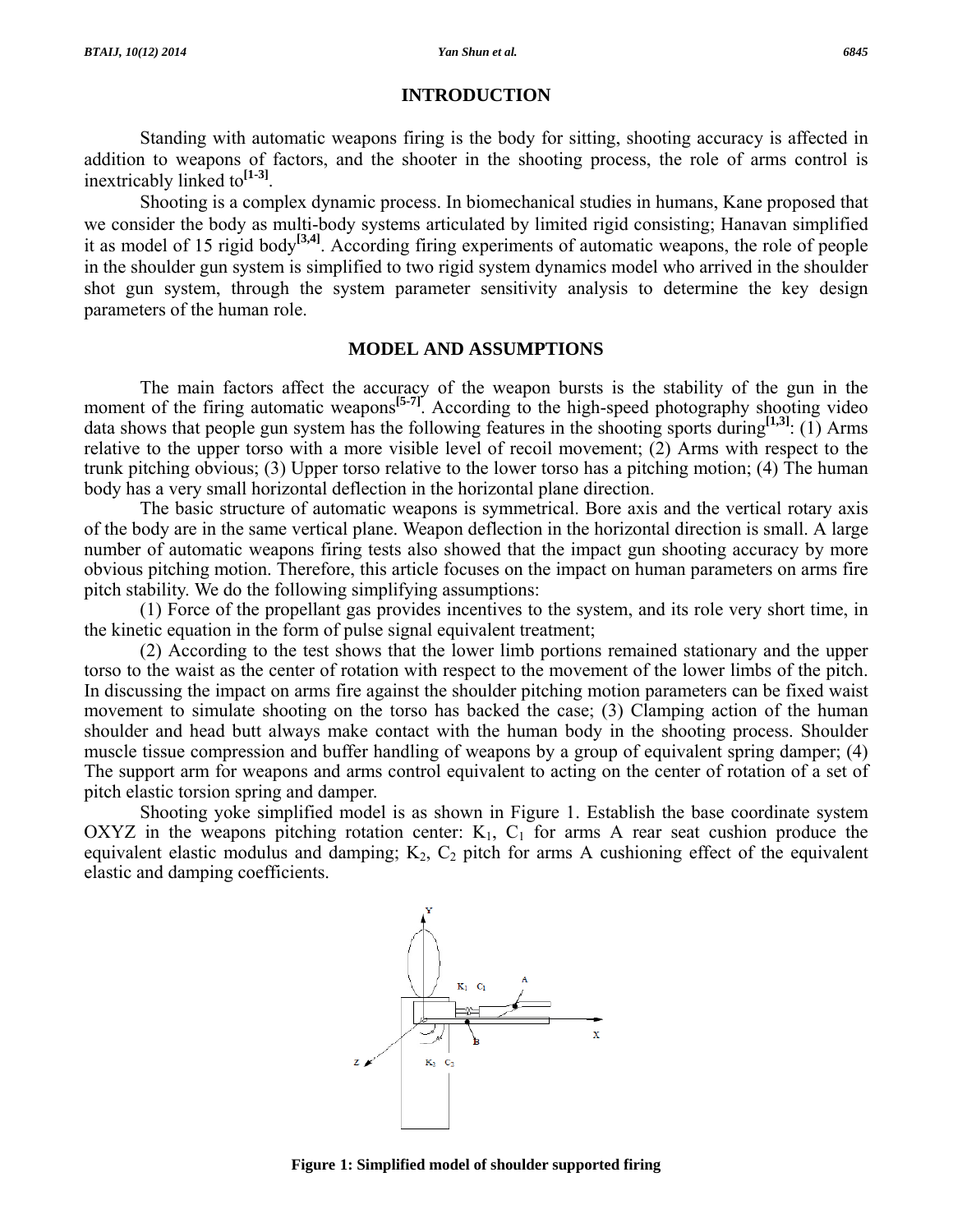## INTRODUCTION

Standing with automatic weapons firing is the body for sitting, shooting accuracy is affected in addition to weapons of factors, and the shooter in the shooting process, the role of arms control is inextricably linked to[1-3].

Shooting is a complex dynamic process. In biomechanical studies in humans, Kane proposed that we consider the body as multi-body systems articulated by limited rigid consisting; Hanavan simplified it as model of 15 rigid body[3,4]. According firing experiments of automatic weapons, the role of people in the shoulder gun system is simplified to two rigid system dynamics model who arrived in the shoulder shot gun system, through the system parameter sensitivity analysis to determine the key design parameters of the human role.

## MODEL AND ASSUMPTIONS

The main factors affect the accuracy of the weapon bursts is the stability of the gun in the moment of the firing automatic weapons[5-7]. According to the high-speed photography shooting video data shows that people gun system has the following features in the shooting sports during[1,3]: (1) Arms relative to the upper torso with a more visible level of recoil movement; (2) Arms with respect to the trunk pitching obvious; (3) Upper torso relative to the lower torso has a pitching motion; (4) The human body has a very small horizontal deflection in the horizontal plane direction.

The basic structure of automatic weapons is symmetrical. Bore axis and the vertical rotary axis of the body are in the same vertical plane. Weapon deflection in the horizontal direction is small. A large number of automatic weapons firing tests also showed that the impact gun shooting accuracy by more obvious pitching motion. Therefore, this article focuses on the impact on human parameters on arms fire pitch stability. We do the following simplifying assumptions:

(1) Force of the propellant gas provides incentives to the system, and its role very short time, in the kinetic equation in the form of pulse signal equivalent treatment;

(2) According to the test shows that the lower limb portions remained stationary and the upper torso to the waist as the center of rotation with respect to the movement of the lower limbs of the pitch. In discussing the impact on arms fire against the shoulder pitching motion parameters can be fixed waist movement to simulate shooting on the torso has backed the case; (3) Clamping action of the human shoulder and head butt always make contact with the human body in the shooting process. Shoulder muscle tissue compression and buffer handling of weapons by a group of equivalent spring damper; (4) The support arm for weapons and arms control equivalent to acting on the center of rotation of a set of pitch elastic torsion spring and damper.

Shooting yoke simplified model is as shown in Figure 1. Establish the base coordinate system OXYZ in the weapons pitching rotation center: $K_1$, $C_1$ for arms A rear seat cushion produce the equivalent elastic modulus and damping; $K_2$, $C_2$ pitch for arms A cushioning effect of the equivalent elastic and damping coefficients.

**Figure 1: Simplified model of shoulder supported firing**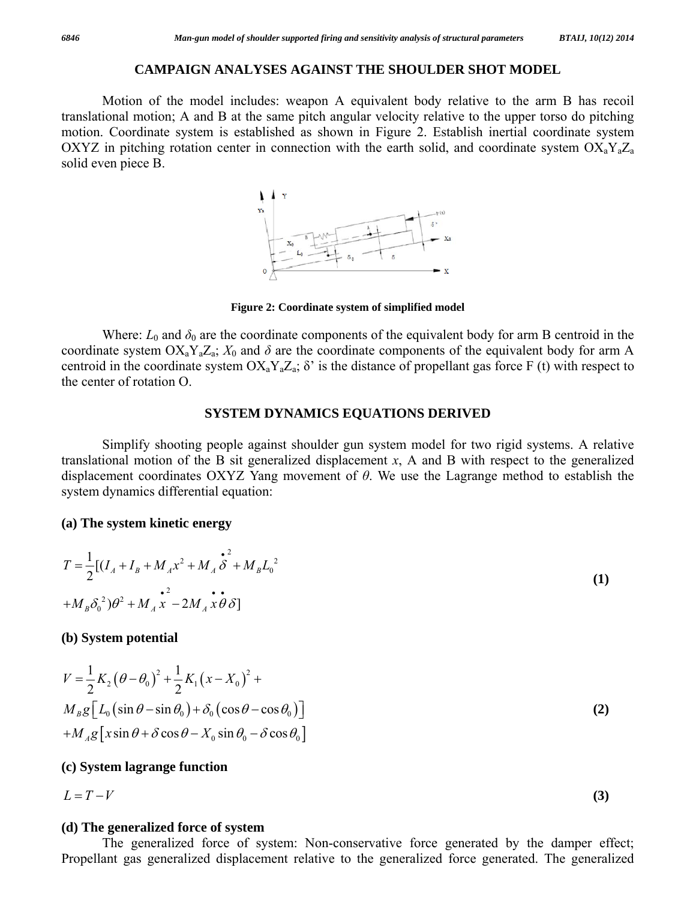## CAMPAIGN ANALYSES AGAINST THE SHOULDER SHOT MODEL

Motion of the model includes: weapon A equivalent body relative to the arm B has recoil translational motion; A and B at the same pitch angular velocity relative to the upper torso do pitching motion. Coordinate system is established as shown in Figure 2. Establish inertial coordinate system OXYZ in pitching rotation center in connection with the earth solid, and coordinate system $OX_aY_aZ_a$ solid even piece B.

**Figure 2: Coordinate system of simplified model**

Where: $L_0$ and $\delta_0$ are the coordinate components of the equivalent body for arm B centroid in the coordinate system $OX_aY_aZ_a$; $X_0$ and $\delta$ are the coordinate components of the equivalent body for arm A centroid in the coordinate system $OX_aY_aZ_a$; δ' is the distance of propellant gas force F (t) with respect to the center of rotation O.

## SYSTEM DYNAMICS EQUATIONS DERIVED

Simplify shooting people against shoulder gun system model for two rigid systems. A relative translational motion of the B sit generalized displacement $x$, A and B with respect to the generalized displacement coordinates OXYZ Yang movement of $\theta$. We use the Lagrange method to establish the system dynamics differential equation:

### (a) The system kinetic energy

$$
\begin{aligned}
T = \frac{1}{2}[(I_A + I_B + M_A x^2 + M_A \dot{\delta}^2 + M_B L_0^2 \\
+ M_B \delta_0^2)\theta^2 + M_A \dot{x}^2 - 2M_A \dot{x}\dot{\theta}\delta]
\end{aligned} \tag{1}
$$

### (b) System potential

$$
\begin{aligned}
V = \frac{1}{2}K_2(\theta - \theta_0)^2 + \frac{1}{2}K_1(x - X_0)^2 + \\
M_B g\left[L_0(\sin\theta - \sin\theta_0) + \delta_0(\cos\theta - \cos\theta_0)\right] \\
+ M_A g\left[x\sin\theta + \delta\cos\theta - X_0\sin\theta_0 - \delta\cos\theta_0\right]
\end{aligned} \tag{2}
$$

### (c) System lagrange function

$$
L = T - V \tag{3}
$$

### (d) The generalized force of system

The generalized force of system: Non-conservative force generated by the damper effect; Propellant gas generalized displacement relative to the generalized force generated. The generalized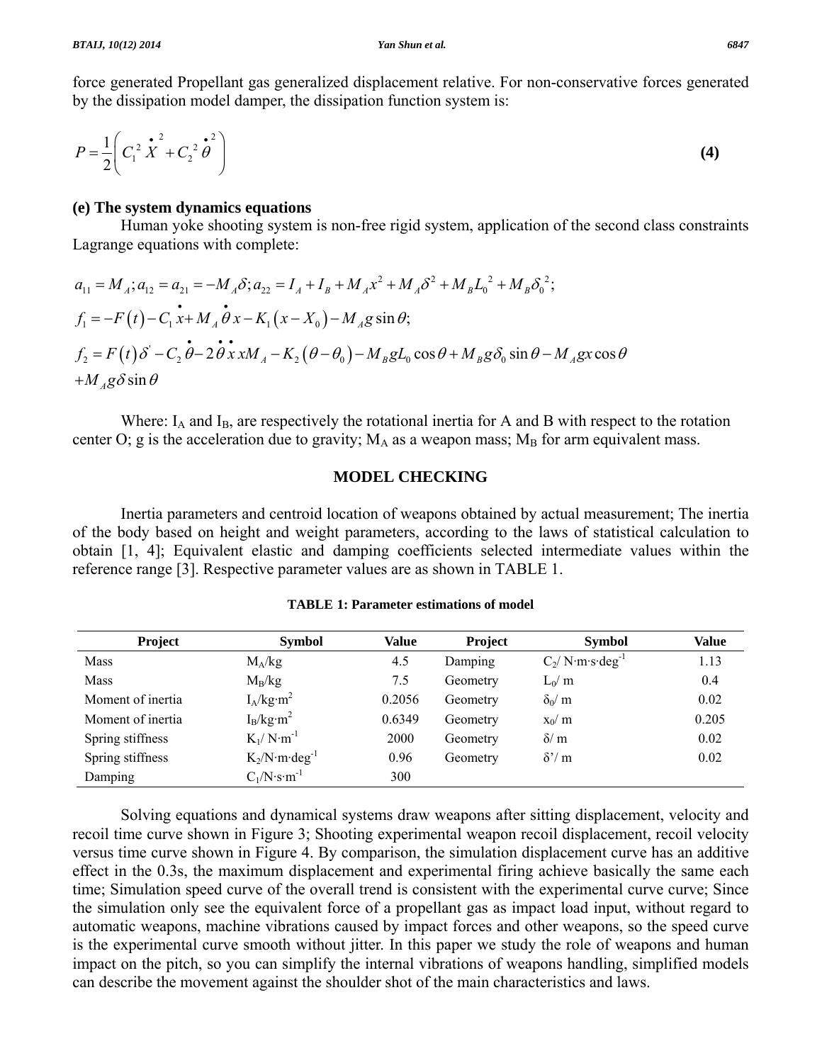force generated Propellant gas generalized displacement relative. For non-conservative forces generated by the dissipation model damper, the dissipation function system is:

$$P = \frac{1}{2}\left( C_1^{\,2} \dot{X}^2 + C_2^{\,2} \dot{\theta}^2 \right) \tag{4}$$

### (e) The system dynamics equations

Human yoke shooting system is non-free rigid system, application of the second class constraints Lagrange equations with complete:

$$a_{11} = M_A; a_{12} = a_{21} = -M_A\delta; a_{22} = I_A + I_B + M_A x^2 + M_A\delta^2 + M_B L_0^{\,2} + M_B \delta_0^{\,2};$$

$$f_1 = -F(t) - C_1 \dot{x} + M_A \dot{\theta} x - K_1 (x - X_0) - M_A g \sin\theta;$$

$$f_2 = F(t)\delta' - C_2 \dot{\theta} - 2\dot{\theta}\dot{x} x M_A - K_2(\theta - \theta_0) - M_B g L_0 \cos\theta + M_B g \delta_0 \sin\theta - M_A g x \cos\theta$$
$$+ M_A g \delta \sin\theta$$

Where: $I_A$ and $I_B$, are respectively the rotational inertia for A and B with respect to the rotation center O; g is the acceleration due to gravity; $M_A$ as a weapon mass; $M_B$ for arm equivalent mass.

## MODEL CHECKING

Inertia parameters and centroid location of weapons obtained by actual measurement; The inertia of the body based on height and weight parameters, according to the laws of statistical calculation to obtain [1, 4]; Equivalent elastic and damping coefficients selected intermediate values within the reference range [3]. Respective parameter values are as shown in TABLE 1.

**TABLE 1: Parameter estimations of model**

| Project | Symbol | Value | Project | Symbol | Value |
|---|---|---|---|---|---|
| Mass | $M_A$/kg | 4.5 | Damping | $C_2$/ $N \cdot m \cdot s \cdot deg^{-1}$ | 1.13 |
| Mass | $M_B$/kg | 7.5 | Geometry | $L_0$/ m | 0.4 |
| Moment of inertia | $I_A$/$kg \cdot m^2$ | 0.2056 | Geometry | $\delta_0$/ m | 0.02 |
| Moment of inertia | $I_B$/$kg \cdot m^2$ | 0.6349 | Geometry | $x_0$/ m | 0.205 |
| Spring stiffness | $K_1$/ $N \cdot m^{-1}$ | 2000 | Geometry | $\delta$/ m | 0.02 |
| Spring stiffness | $K_2$/$N \cdot m \cdot deg^{-1}$ | 0.96 | Geometry | $\delta'$/ m | 0.02 |
| Damping | $C_1$/$N \cdot s \cdot m^{-1}$ | 300 | | | |

Solving equations and dynamical systems draw weapons after sitting displacement, velocity and recoil time curve shown in Figure 3; Shooting experimental weapon recoil displacement, recoil velocity versus time curve shown in Figure 4. By comparison, the simulation displacement curve has an additive effect in the 0.3s, the maximum displacement and experimental firing achieve basically the same each time; Simulation speed curve of the overall trend is consistent with the experimental curve curve; Since the simulation only see the equivalent force of a propellant gas as impact load input, without regard to automatic weapons, machine vibrations caused by impact forces and other weapons, so the speed curve is the experimental curve smooth without jitter. In this paper we study the role of weapons and human impact on the pitch, so you can simplify the internal vibrations of weapons handling, simplified models can describe the movement against the shoulder shot of the main characteristics and laws.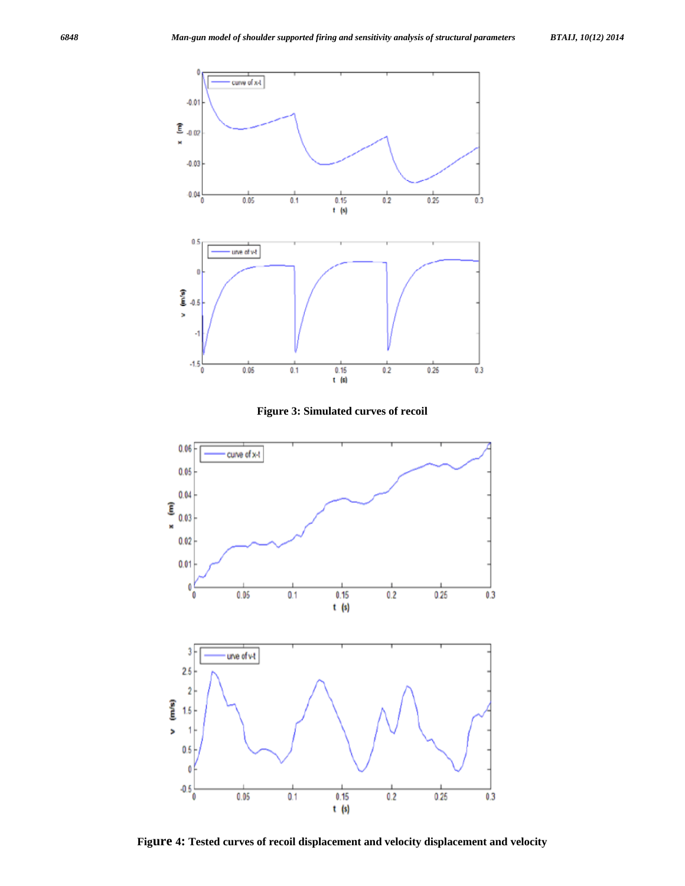Figure 3: Simulated curves of recoil

Figure 4: Tested curves of recoil displacement and velocity displacement and velocity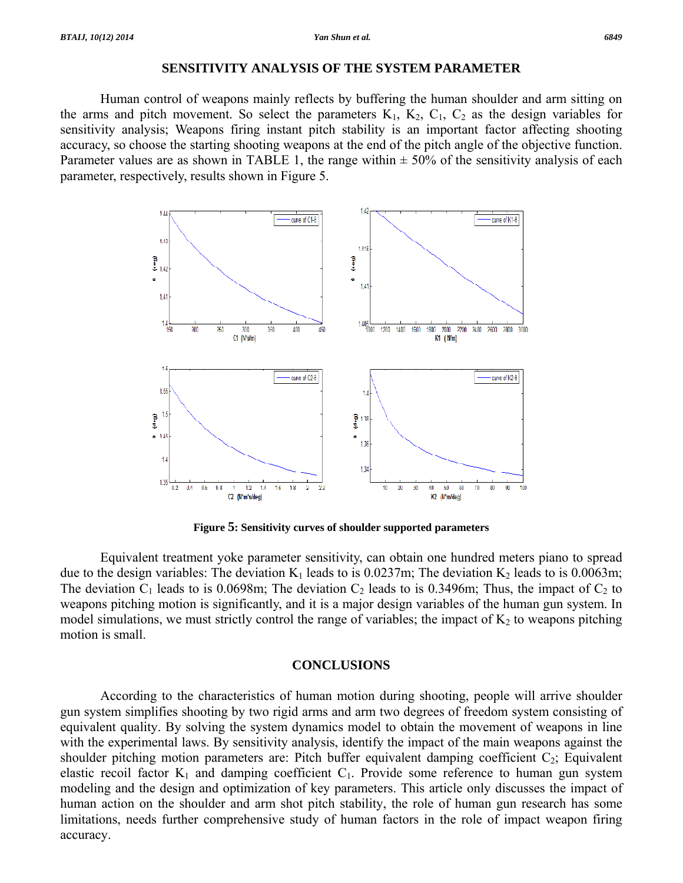## SENSITIVITY ANALYSIS OF THE SYSTEM PARAMETER

Human control of weapons mainly reflects by buffering the human shoulder and arm sitting on the arms and pitch movement. So select the parameters $K_1$, $K_2$, $C_1$, $C_2$ as the design variables for sensitivity analysis; Weapons firing instant pitch stability is an important factor affecting shooting accuracy, so choose the starting shooting weapons at the end of the pitch angle of the objective function. Parameter values are as shown in TABLE 1, the range within ± 50% of the sensitivity analysis of each parameter, respectively, results shown in Figure 5.

**Figure 5: Sensitivity curves of shoulder supported parameters**

Equivalent treatment yoke parameter sensitivity, can obtain one hundred meters piano to spread due to the design variables: The deviation $K_1$ leads to is 0.0237m; The deviation $K_2$ leads to is 0.0063m; The deviation $C_1$ leads to is 0.0698m; The deviation $C_2$ leads to is 0.3496m; Thus, the impact of $C_2$ to weapons pitching motion is significantly, and it is a major design variables of the human gun system. In model simulations, we must strictly control the range of variables; the impact of $K_2$ to weapons pitching motion is small.

## CONCLUSIONS

According to the characteristics of human motion during shooting, people will arrive shoulder gun system simplifies shooting by two rigid arms and arm two degrees of freedom system consisting of equivalent quality. By solving the system dynamics model to obtain the movement of weapons in line with the experimental laws. By sensitivity analysis, identify the impact of the main weapons against the shoulder pitching motion parameters are: Pitch buffer equivalent damping coefficient $C_2$; Equivalent elastic recoil factor $K_1$ and damping coefficient $C_1$. Provide some reference to human gun system modeling and the design and optimization of key parameters. This article only discusses the impact of human action on the shoulder and arm shot pitch stability, the role of human gun research has some limitations, needs further comprehensive study of human factors in the role of impact weapon firing accuracy.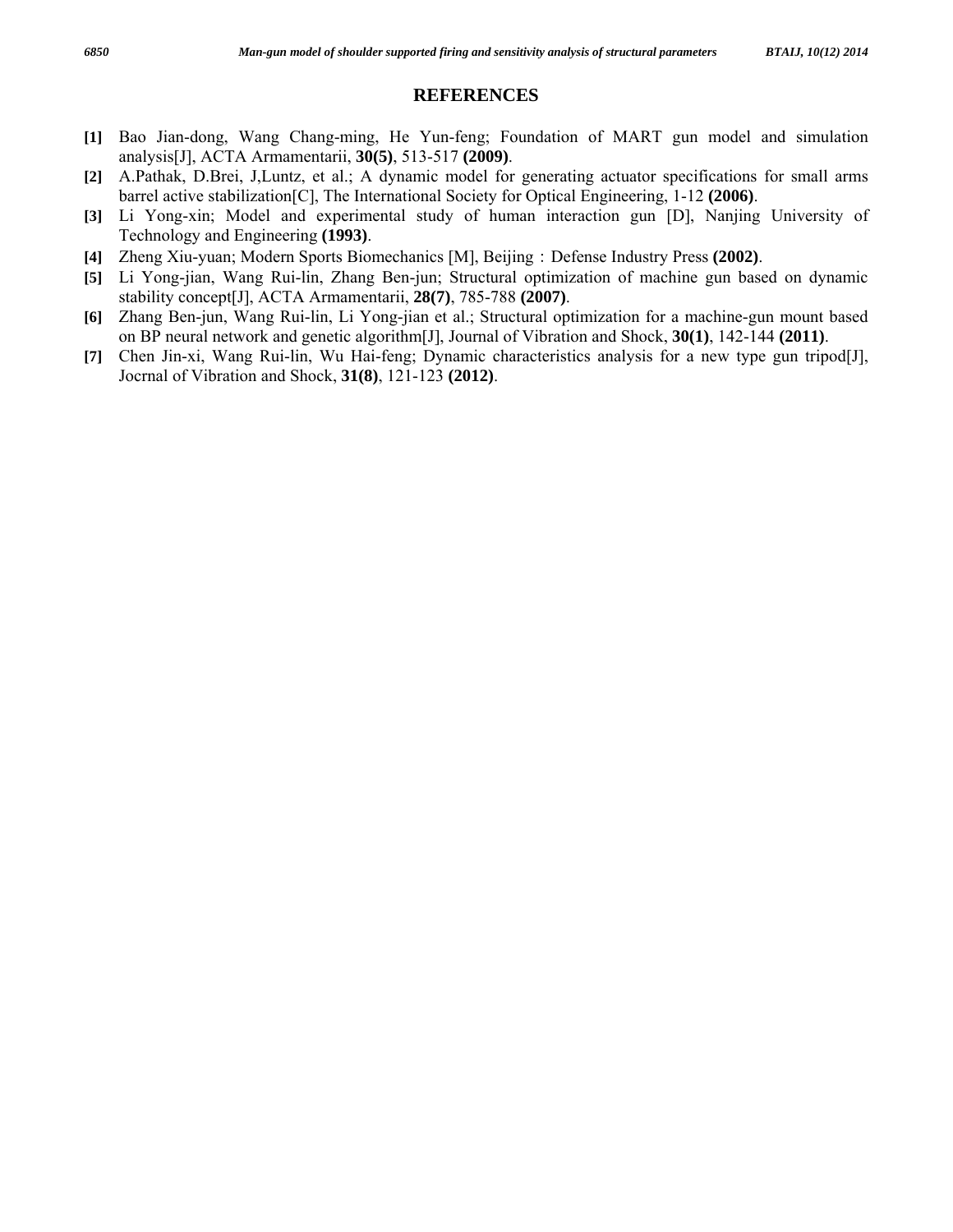## REFERENCES

**[1]** Bao Jian-dong, Wang Chang-ming, He Yun-feng; Foundation of MART gun model and simulation analysis[J], ACTA Armamentarii, **30(5)**, 513-517 **(2009)**.

**[2]** A.Pathak, D.Brei, J,Luntz, et al.; A dynamic model for generating actuator specifications for small arms barrel active stabilization[C], The International Society for Optical Engineering, 1-12 **(2006)**.

**[3]** Li Yong-xin; Model and experimental study of human interaction gun [D], Nanjing University of Technology and Engineering **(1993)**.

**[4]** Zheng Xiu-yuan; Modern Sports Biomechanics [M], Beijing：Defense Industry Press **(2002)**.

**[5]** Li Yong-jian, Wang Rui-lin, Zhang Ben-jun; Structural optimization of machine gun based on dynamic stability concept[J], ACTA Armamentarii, **28(7)**, 785-788 **(2007)**.

**[6]** Zhang Ben-jun, Wang Rui-lin, Li Yong-jian et al.; Structural optimization for a machine-gun mount based on BP neural network and genetic algorithm[J], Journal of Vibration and Shock, **30(1)**, 142-144 **(2011)**.

**[7]** Chen Jin-xi, Wang Rui-lin, Wu Hai-feng; Dynamic characteristics analysis for a new type gun tripod[J], Jocrnal of Vibration and Shock, **31(8)**, 121-123 **(2012)**.